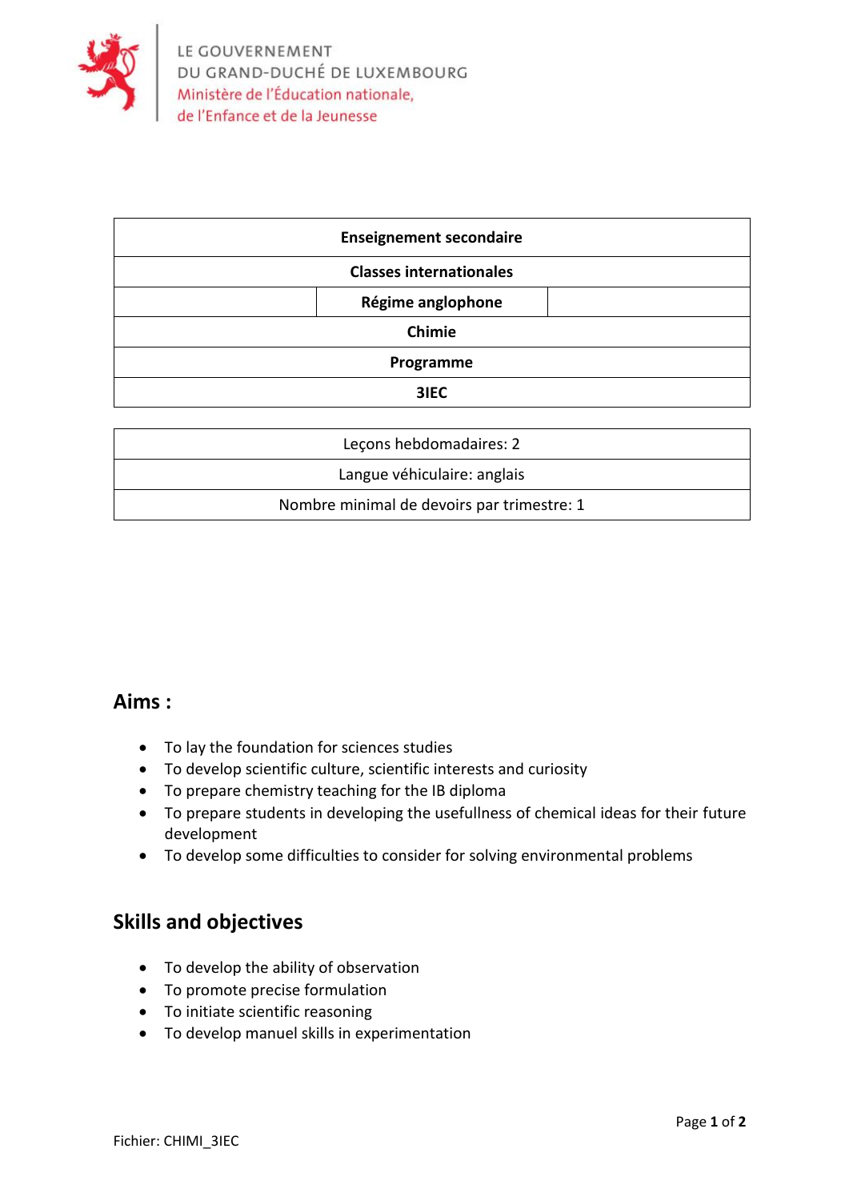LE GOUVERNEMENT
DU GRAND-DUCHÉ DE LUXEMBOURG
Ministère de l'Éducation nationale,
de l'Enfance et de la Jeunesse

| **Enseignement secondaire** | | |
| --- | --- | --- |
| **Classes internationales** | | |
| | **Régime anglophone** | |
| **Chimie** | | |
| **Programme** | | |
| **3IEC** | | |

| Leçons hebdomadaires: 2 |
| --- |
| Langue véhiculaire: anglais |
| Nombre minimal de devoirs par trimestre: 1 |

## Aims :

- To lay the foundation for sciences studies
- To develop scientific culture, scientific interests and curiosity
- To prepare chemistry teaching for the IB diploma
- To prepare students in developing the usefullness of chemical ideas for their future development
- To develop some difficulties to consider for solving environmental problems

## Skills and objectives

- To develop the ability of observation
- To promote precise formulation
- To initiate scientific reasoning
- To develop manuel skills in experimentation

Fichier: CHIMI_3IEC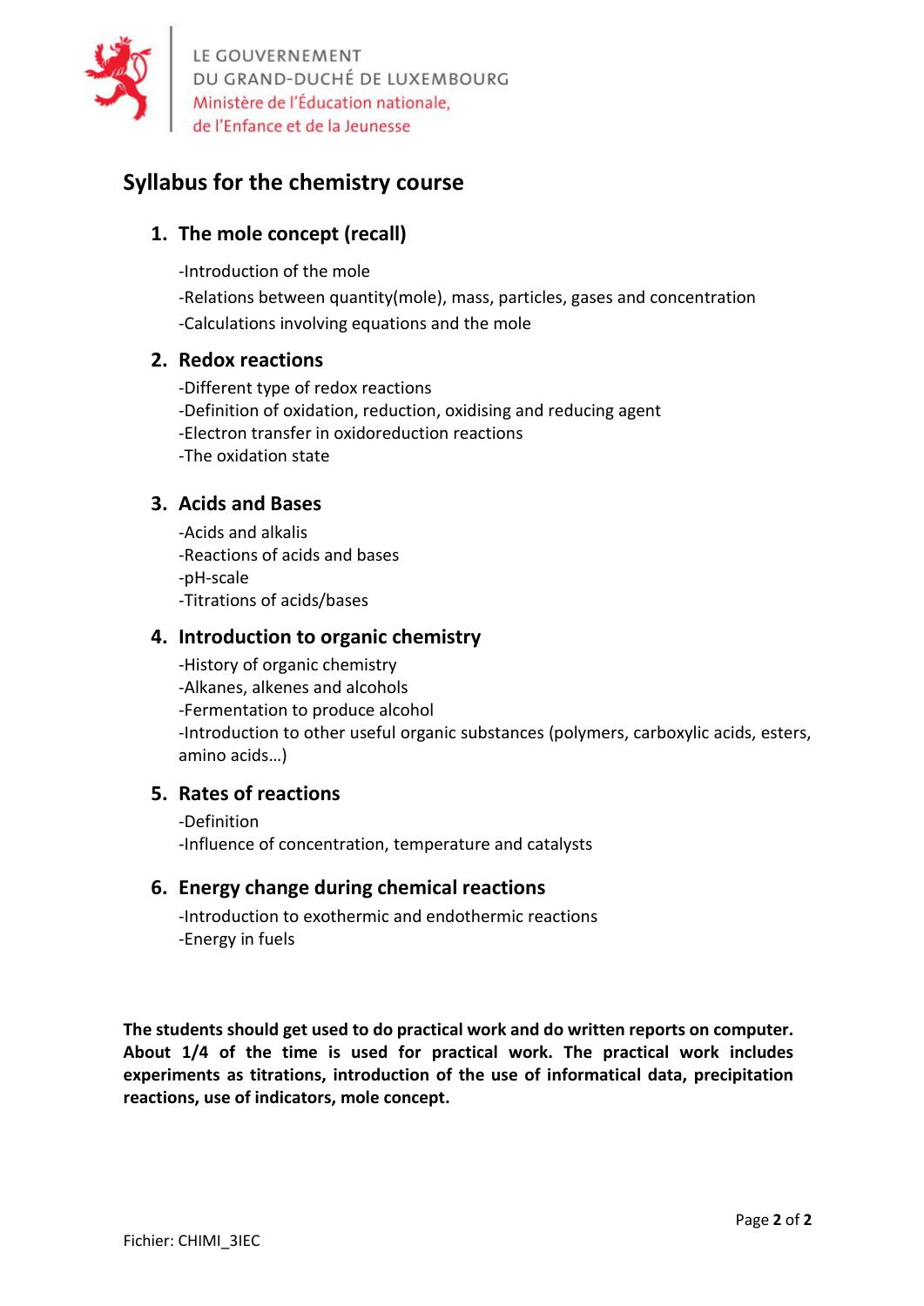LE GOUVERNEMENT
DU GRAND-DUCHÉ DE LUXEMBOURG
Ministère de l'Éducation nationale,
de l'Enfance et de la Jeunesse

# Syllabus for the chemistry course

## 1. The mole concept (recall)

-Introduction of the mole

-Relations between quantity(mole), mass, particles, gases and concentration

-Calculations involving equations and the mole

## 2. Redox reactions

-Different type of redox reactions
-Definition of oxidation, reduction, oxidising and reducing agent
-Electron transfer in oxidoreduction reactions
-The oxidation state

## 3. Acids and Bases

-Acids and alkalis
-Reactions of acids and bases
-pH-scale
-Titrations of acids/bases

## 4. Introduction to organic chemistry

-History of organic chemistry
-Alkanes, alkenes and alcohols
-Fermentation to produce alcohol
-Introduction to other useful organic substances (polymers, carboxylic acids, esters, amino acids…)

## 5. Rates of reactions

-Definition
-Influence of concentration, temperature and catalysts

## 6. Energy change during chemical reactions

-Introduction to exothermic and endothermic reactions
-Energy in fuels

**The students should get used to do practical work and do written reports on computer. About 1/4 of the time is used for practical work. The practical work includes experiments as titrations, introduction of the use of informatical data, precipitation reactions, use of indicators, mole concept.**

Fichier: CHIMI_3IEC